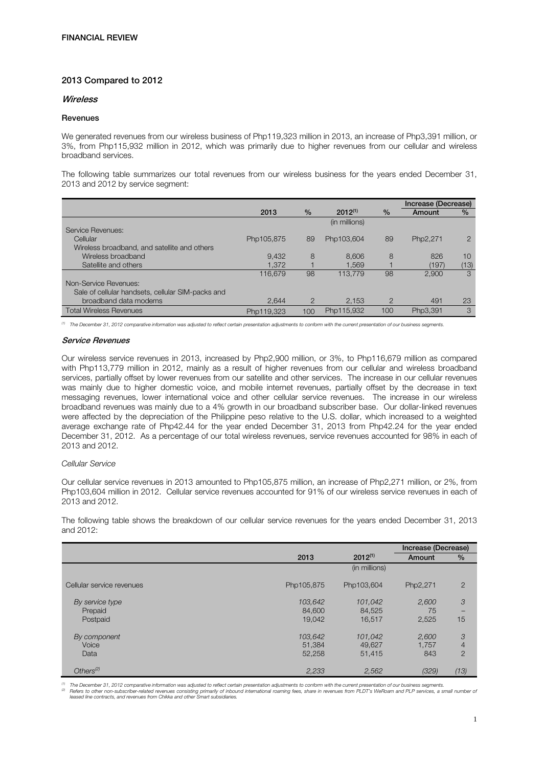**FINANCIAL REVIEW**

## 2013 Compared to 2012

### *Wireless*

#### Revenues

We generated revenues from our wireless business of Php119,323 million in 2013, an increase of Php3,391 million, or 3%, from Php115,932 million in 2012, which was primarily due to higher revenues from our cellular and wireless broadband services.

The following table summarizes our total revenues from our wireless business for the years ended December 31, 2013 and 2012 by service segment:

| | 2013 | % | 2012[(1)] | % | Increase (Decrease) Amount | % |
|---|---|---|---|---|---|---|
| | | | (in millions) | | | |
| Service Revenues: | | | | | | |
| Cellular | Php105,875 | 89 | Php103,604 | 89 | Php2,271 | 2 |
| Wireless broadband, and satellite and others | | | | | | |
| Wireless broadband | 9,432 | 8 | 8,606 | 8 | 826 | 10 |
| Satellite and others | 1,372 | 1 | 1,569 | 1 | (197) | (13) |
| | 116,679 | 98 | 113,779 | 98 | 2,900 | 3 |
| Non-Service Revenues: | | | | | | |
| Sale of cellular handsets, cellular SIM-packs and broadband data modems | 2,644 | 2 | 2,153 | 2 | 491 | 23 |
| Total Wireless Revenues | Php119,323 | 100 | Php115,932 | 100 | Php3,391 | 3 |

*[(1)] The December 31, 2012 comparative information was adjusted to reflect certain presentation adjustments to conform with the current presentation of our business segments.*

#### *Service Revenues*

Our wireless service revenues in 2013, increased by Php2,900 million, or 3%, to Php116,679 million as compared with Php113,779 million in 2012, mainly as a result of higher revenues from our cellular and wireless broadband services, partially offset by lower revenues from our satellite and other services. The increase in our cellular revenues was mainly due to higher domestic voice, and mobile internet revenues, partially offset by the decrease in text messaging revenues, lower international voice and other cellular service revenues. The increase in our wireless broadband revenues was mainly due to a 4% growth in our broadband subscriber base. Our dollar-linked revenues were affected by the depreciation of the Philippine peso relative to the U.S. dollar, which increased to a weighted average exchange rate of Php42.44 for the year ended December 31, 2013 from Php42.24 for the year ended December 31, 2012. As a percentage of our total wireless revenues, service revenues accounted for 98% in each of 2013 and 2012.

*Cellular Service*

Our cellular service revenues in 2013 amounted to Php105,875 million, an increase of Php2,271 million, or 2%, from Php103,604 million in 2012. Cellular service revenues accounted for 91% of our wireless service revenues in each of 2013 and 2012.

The following table shows the breakdown of our cellular service revenues for the years ended December 31, 2013 and 2012:

| | 2013 | 2012[(1)] | Increase (Decrease) Amount | % |
|---|---|---|---|---|
| | | (in millions) | | |
| Cellular service revenues | Php105,875 | Php103,604 | Php2,271 | 2 |
| *By service type* | *103,642* | *101,042* | *2,600* | *3* |
| Prepaid | 84,600 | 84,525 | 75 | – |
| Postpaid | 19,042 | 16,517 | 2,525 | 15 |
| *By component* | *103,642* | *101,042* | *2,600* | *3* |
| Voice | 51,384 | 49,627 | 1,757 | 4 |
| Data | 52,258 | 51,415 | 843 | 2 |
| *Others[(2)]* | *2,233* | *2,562* | *(329)* | *(13)* |

*[(1)] The December 31, 2012 comparative information was adjusted to reflect certain presentation adjustments to conform with the current presentation of our business segments.*
*[(2)] Refers to other non-subscriber-related revenues consisting primarily of inbound international roaming fees, share in revenues from PLDT's WeRoam and PLP services, a small number of leased line contracts, and revenues from Chikka and other Smart subsidiaries.*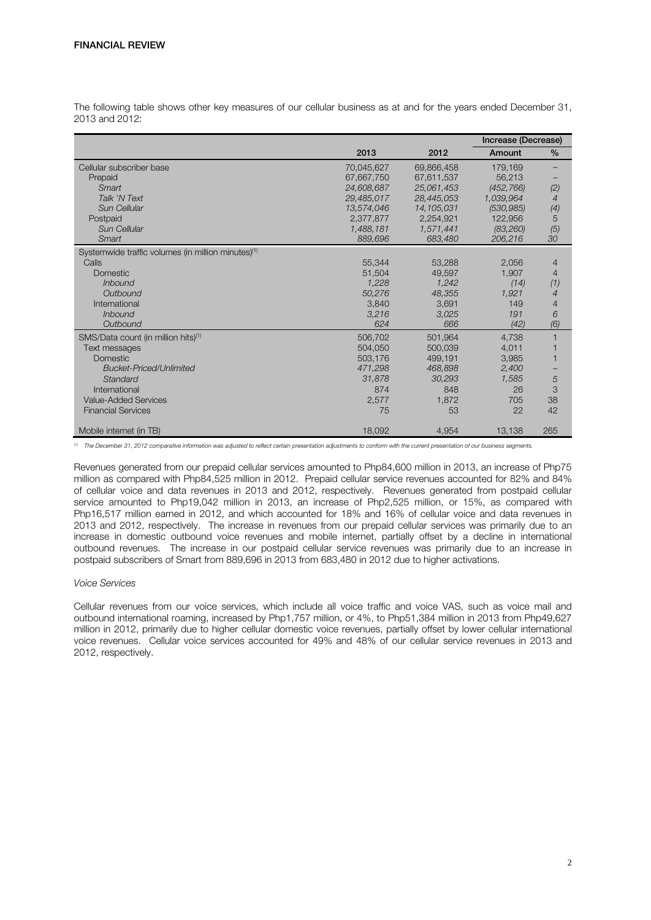## FINANCIAL REVIEW

The following table shows other key measures of our cellular business as at and for the years ended December 31, 2013 and 2012:

| | 2013 | 2012 | Increase (Decrease) | |
|---|---|---|---|---|
| | | | Amount | % |
| Cellular subscriber base | 70,045,627 | 69,866,458 | 179,169 | – |
| Prepaid | 67,667,750 | 67,611,537 | 56,213 | – |
| *Smart* | *24,608,687* | *25,061,453* | *(452,766)* | *(2)* |
| *Talk 'N Text* | *29,485,017* | *28,445,053* | *1,039,964* | *4* |
| *Sun Cellular* | *13,574,046* | *14,105,031* | *(530,985)* | *(4)* |
| Postpaid | 2,377,877 | 2,254,921 | 122,956 | 5 |
| *Sun Cellular* | *1,488,181* | *1,571,441* | *(83,260)* | *(5)* |
| *Smart* | *889,696* | *683,480* | *206,216* | *30* |
| Systemwide traffic volumes (in million minutes)[1] | | | | |
| Calls | 55,344 | 53,288 | 2,056 | 4 |
| Domestic | 51,504 | 49,597 | 1,907 | 4 |
| *Inbound* | *1,228* | *1,242* | *(14)* | *(1)* |
| *Outbound* | *50,276* | *48,355* | *1,921* | *4* |
| International | 3,840 | 3,691 | 149 | 4 |
| *Inbound* | *3,216* | *3,025* | *191* | *6* |
| *Outbound* | *624* | *666* | *(42)* | *(6)* |
| SMS/Data count (in million hits)[1] | 506,702 | 501,964 | 4,738 | 1 |
| Text messages | 504,050 | 500,039 | 4,011 | 1 |
| Domestic | 503,176 | 499,191 | 3,985 | 1 |
| *Bucket-Priced/Unlimited* | *471,298* | *468,898* | *2,400* | – |
| *Standard* | *31,878* | *30,293* | *1,585* | *5* |
| International | 874 | 848 | 26 | 3 |
| Value-Added Services | 2,577 | 1,872 | 705 | 38 |
| Financial Services | 75 | 53 | 22 | 42 |
| Mobile internet (in TB) | 18,092 | 4,954 | 13,138 | 265 |

[1] *The December 31, 2012 comparative information was adjusted to reflect certain presentation adjustments to conform with the current presentation of our business segments.*

Revenues generated from our prepaid cellular services amounted to Php84,600 million in 2013, an increase of Php75 million as compared with Php84,525 million in 2012. Prepaid cellular service revenues accounted for 82% and 84% of cellular voice and data revenues in 2013 and 2012, respectively. Revenues generated from postpaid cellular service amounted to Php19,042 million in 2013, an increase of Php2,525 million, or 15%, as compared with Php16,517 million earned in 2012, and which accounted for 18% and 16% of cellular voice and data revenues in 2013 and 2012, respectively. The increase in revenues from our prepaid cellular services was primarily due to an increase in domestic outbound voice revenues and mobile internet, partially offset by a decline in international outbound revenues. The increase in our postpaid cellular service revenues was primarily due to an increase in postpaid subscribers of Smart from 889,696 in 2013 from 683,480 in 2012 due to higher activations.

*Voice Services*

Cellular revenues from our voice services, which include all voice traffic and voice VAS, such as voice mail and outbound international roaming, increased by Php1,757 million, or 4%, to Php51,384 million in 2013 from Php49,627 million in 2012, primarily due to higher cellular domestic voice revenues, partially offset by lower cellular international voice revenues. Cellular voice services accounted for 49% and 48% of our cellular service revenues in 2013 and 2012, respectively.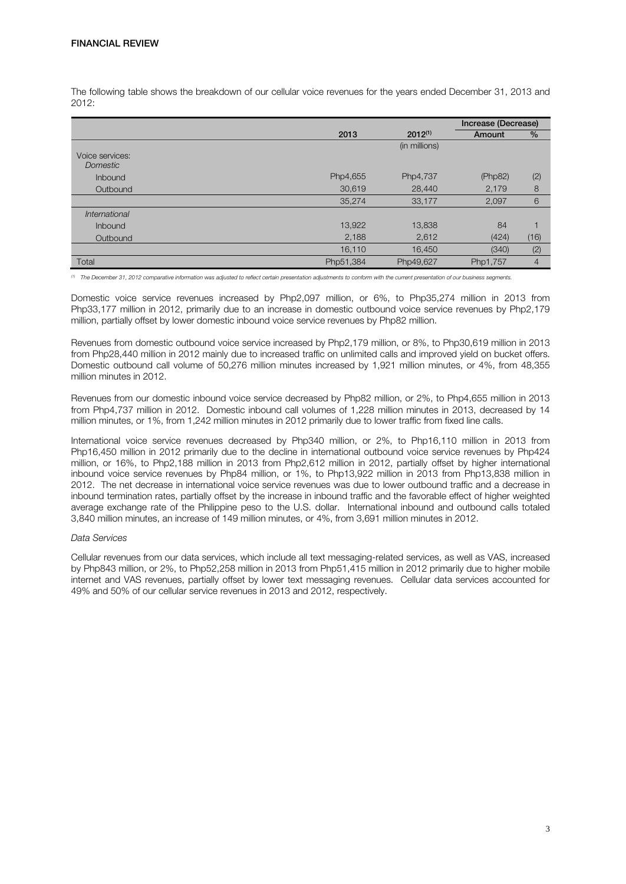**FINANCIAL REVIEW**

The following table shows the breakdown of our cellular voice revenues for the years ended December 31, 2013 and 2012:

| | 2013 | 2012[(1)] | Increase (Decrease) | |
|---|---|---|---|---|
| | | | Amount | % |
| | | (in millions) | | |
| Voice services: | | | | |
| *Domestic* | | | | |
| Inbound | Php4,655 | Php4,737 | (Php82) | (2) |
| Outbound | 30,619 | 28,440 | 2,179 | 8 |
| | 35,274 | 33,177 | 2,097 | 6 |
| *International* | | | | |
| Inbound | 13,922 | 13,838 | 84 | 1 |
| Outbound | 2,188 | 2,612 | (424) | (16) |
| | 16,110 | 16,450 | (340) | (2) |
| Total | Php51,384 | Php49,627 | Php1,757 | 4 |

*(1) The December 31, 2012 comparative information was adjusted to reflect certain presentation adjustments to conform with the current presentation of our business segments.*

Domestic voice service revenues increased by Php2,097 million, or 6%, to Php35,274 million in 2013 from Php33,177 million in 2012, primarily due to an increase in domestic outbound voice service revenues by Php2,179 million, partially offset by lower domestic inbound voice service revenues by Php82 million.

Revenues from domestic outbound voice service increased by Php2,179 million, or 8%, to Php30,619 million in 2013 from Php28,440 million in 2012 mainly due to increased traffic on unlimited calls and improved yield on bucket offers. Domestic outbound call volume of 50,276 million minutes increased by 1,921 million minutes, or 4%, from 48,355 million minutes in 2012.

Revenues from our domestic inbound voice service decreased by Php82 million, or 2%, to Php4,655 million in 2013 from Php4,737 million in 2012. Domestic inbound call volumes of 1,228 million minutes in 2013, decreased by 14 million minutes, or 1%, from 1,242 million minutes in 2012 primarily due to lower traffic from fixed line calls.

International voice service revenues decreased by Php340 million, or 2%, to Php16,110 million in 2013 from Php16,450 million in 2012 primarily due to the decline in international outbound voice service revenues by Php424 million, or 16%, to Php2,188 million in 2013 from Php2,612 million in 2012, partially offset by higher international inbound voice service revenues by Php84 million, or 1%, to Php13,922 million in 2013 from Php13,838 million in 2012. The net decrease in international voice service revenues was due to lower outbound traffic and a decrease in inbound termination rates, partially offset by the increase in inbound traffic and the favorable effect of higher weighted average exchange rate of the Philippine peso to the U.S. dollar. International inbound and outbound calls totaled 3,840 million minutes, an increase of 149 million minutes, or 4%, from 3,691 million minutes in 2012.

*Data Services*

Cellular revenues from our data services, which include all text messaging-related services, as well as VAS, increased by Php843 million, or 2%, to Php52,258 million in 2013 from Php51,415 million in 2012 primarily due to higher mobile internet and VAS revenues, partially offset by lower text messaging revenues. Cellular data services accounted for 49% and 50% of our cellular service revenues in 2013 and 2012, respectively.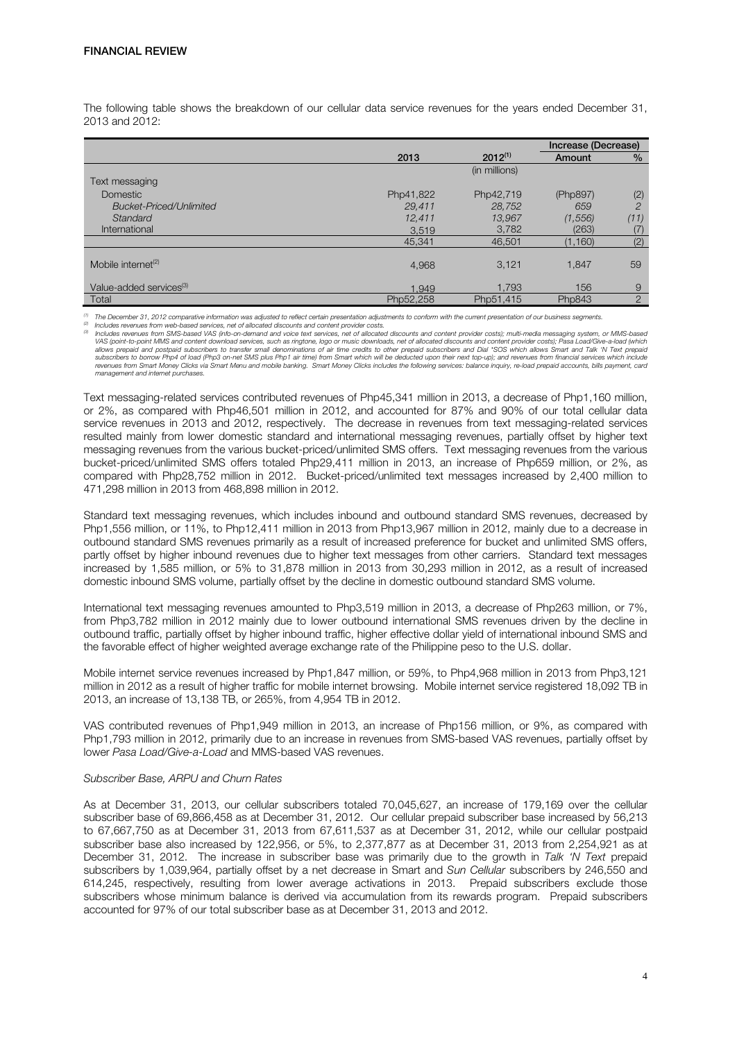## FINANCIAL REVIEW

The following table shows the breakdown of our cellular data service revenues for the years ended December 31, 2013 and 2012:

| | 2013 | 2012[(1)] | Increase (Decrease) | |
|---|---|---|---|---|
| | | | Amount | % |
| | | (in millions) | | |
| Text messaging | | | | |
| Domestic | Php41,822 | Php42,719 | (Php897) | (2) |
| *Bucket-Priced/Unlimited* | *29,411* | *28,752* | *659* | *2* |
| *Standard* | *12,411* | *13,967* | *(1,556)* | *(11)* |
| International | 3,519 | 3,782 | (263) | (7) |
| | 45,341 | 46,501 | (1,160) | (2) |
| Mobile internet[(2)] | 4,968 | 3,121 | 1,847 | 59 |
| Value-added services[(3)] | 1,949 | 1,793 | 156 | 9 |
| Total | Php52,258 | Php51,415 | Php843 | 2 |

*(1) The December 31, 2012 comparative information was adjusted to reflect certain presentation adjustments to conform with the current presentation of our business segments.*
*(2) Includes revenues from web-based services, net of allocated discounts and content provider costs.*
*(3) Includes revenues from SMS-based VAS (info-on-demand and voice text services, net of allocated discounts and content provider costs); multi-media messaging system, or MMS-based VAS (point-to-point MMS and content download services, such as ringtone, logo or music downloads, net of allocated discounts and content provider costs); Pasa Load/Give-a-load (which allows prepaid and postpaid subscribers to transfer small denominations of air time credits to other prepaid subscribers and Dial \*SOS which allows Smart and Talk 'N Text prepaid subscribers to borrow Php4 of load (Php3 on-net SMS plus Php1 air time) from Smart which will be deducted upon their next top-up); and revenues from financial services which include revenues from Smart Money Clicks via Smart Menu and mobile banking. Smart Money Clicks includes the following services: balance inquiry, re-load prepaid accounts, bills payment, card management and internet purchases.*

Text messaging-related services contributed revenues of Php45,341 million in 2013, a decrease of Php1,160 million, or 2%, as compared with Php46,501 million in 2012, and accounted for 87% and 90% of our total cellular data service revenues in 2013 and 2012, respectively. The decrease in revenues from text messaging-related services resulted mainly from lower domestic standard and international messaging revenues, partially offset by higher text messaging revenues from the various bucket-priced/unlimited SMS offers. Text messaging revenues from the various bucket-priced/unlimited SMS offers totaled Php29,411 million in 2013, an increase of Php659 million, or 2%, as compared with Php28,752 million in 2012. Bucket-priced/unlimited text messages increased by 2,400 million to 471,298 million in 2013 from 468,898 million in 2012.

Standard text messaging revenues, which includes inbound and outbound standard SMS revenues, decreased by Php1,556 million, or 11%, to Php12,411 million in 2013 from Php13,967 million in 2012, mainly due to a decrease in outbound standard SMS revenues primarily as a result of increased preference for bucket and unlimited SMS offers, partly offset by higher inbound revenues due to higher text messages from other carriers. Standard text messages increased by 1,585 million, or 5% to 31,878 million in 2013 from 30,293 million in 2012, as a result of increased domestic inbound SMS volume, partially offset by the decline in domestic outbound standard SMS volume.

International text messaging revenues amounted to Php3,519 million in 2013, a decrease of Php263 million, or 7%, from Php3,782 million in 2012 mainly due to lower outbound international SMS revenues driven by the decline in outbound traffic, partially offset by higher inbound traffic, higher effective dollar yield of international inbound SMS and the favorable effect of higher weighted average exchange rate of the Philippine peso to the U.S. dollar.

Mobile internet service revenues increased by Php1,847 million, or 59%, to Php4,968 million in 2013 from Php3,121 million in 2012 as a result of higher traffic for mobile internet browsing. Mobile internet service registered 18,092 TB in 2013, an increase of 13,138 TB, or 265%, from 4,954 TB in 2012.

VAS contributed revenues of Php1,949 million in 2013, an increase of Php156 million, or 9%, as compared with Php1,793 million in 2012, primarily due to an increase in revenues from SMS-based VAS revenues, partially offset by lower *Pasa Load/Give-a-Load* and MMS-based VAS revenues.

*Subscriber Base, ARPU and Churn Rates*

As at December 31, 2013, our cellular subscribers totaled 70,045,627, an increase of 179,169 over the cellular subscriber base of 69,866,458 as at December 31, 2012. Our cellular prepaid subscriber base increased by 56,213 to 67,667,750 as at December 31, 2013 from 67,611,537 as at December 31, 2012, while our cellular postpaid subscriber base also increased by 122,956, or 5%, to 2,377,877 as at December 31, 2013 from 2,254,921 as at December 31, 2012. The increase in subscriber base was primarily due to the growth in *Talk 'N Text* prepaid subscribers by 1,039,964, partially offset by a net decrease in Smart and *Sun Cellular* subscribers by 246,550 and 614,245, respectively, resulting from lower average activations in 2013. Prepaid subscribers exclude those subscribers whose minimum balance is derived via accumulation from its rewards program. Prepaid subscribers accounted for 97% of our total subscriber base as at December 31, 2013 and 2012.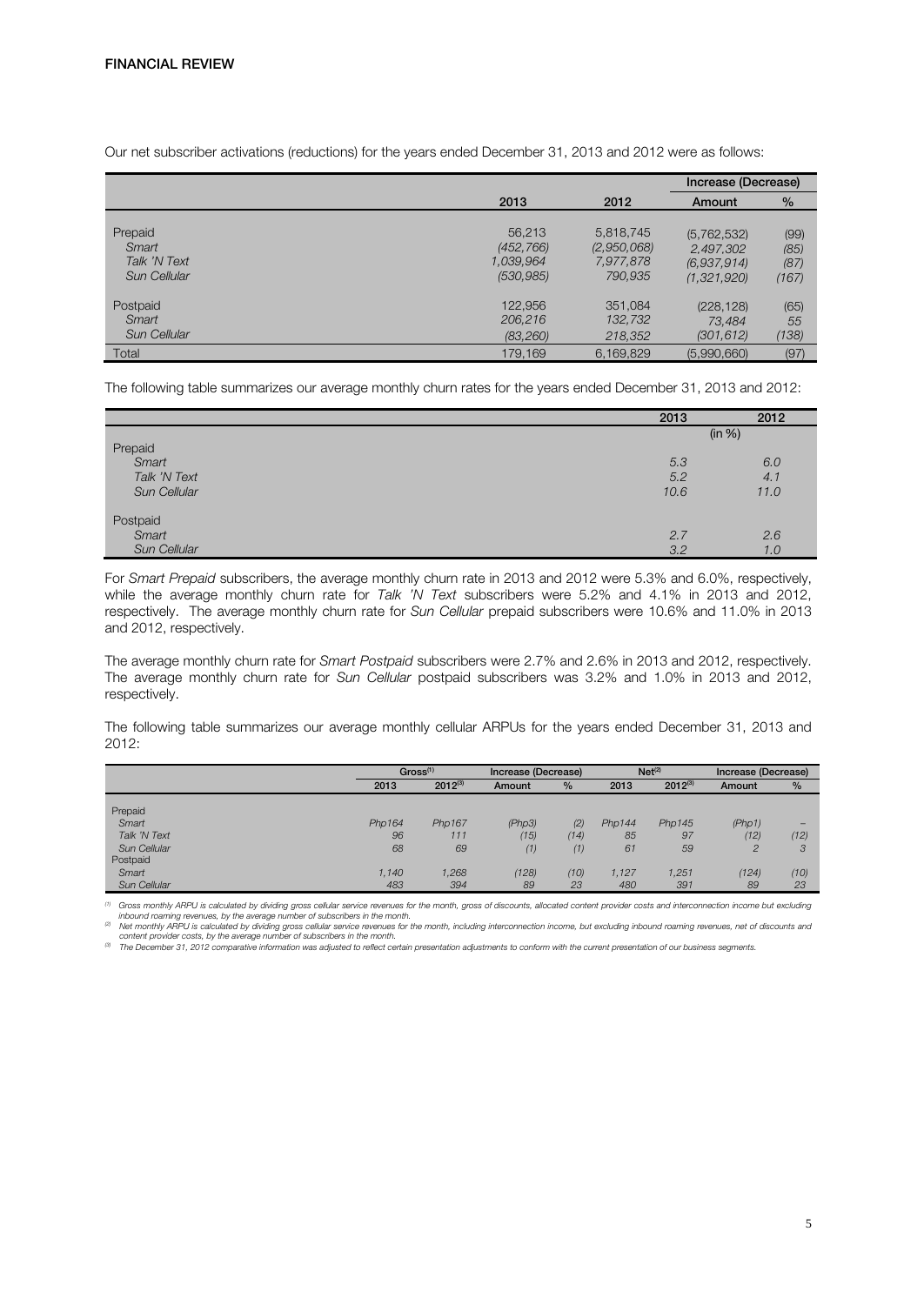Our net subscriber activations (reductions) for the years ended December 31, 2013 and 2012 were as follows:

| | 2013 | 2012 | Increase (Decrease) Amount | % |
|---|---|---|---|---|
| Prepaid | 56,213 | 5,818,745 | (5,762,532) | (99) |
| *Smart* | *(452,766)* | *(2,950,068)* | *2,497,302* | *(85)* |
| *Talk 'N Text* | *1,039,964* | *7,977,878* | *(6,937,914)* | *(87)* |
| *Sun Cellular* | *(530,985)* | *790,935* | *(1,321,920)* | *(167)* |
| Postpaid | 122,956 | 351,084 | (228,128) | (65) |
| *Smart* | *206,216* | *132,732* | *73,484* | *55* |
| *Sun Cellular* | *(83,260)* | *218,352* | *(301,612)* | *(138)* |
| Total | 179,169 | 6,169,829 | (5,990,660) | (97) |

The following table summarizes our average monthly churn rates for the years ended December 31, 2013 and 2012:

| | 2013 | 2012 |
|---|---|---|
| | (in %) | |
| Prepaid | | |
| *Smart* | *5.3* | *6.0* |
| *Talk 'N Text* | *5.2* | *4.1* |
| *Sun Cellular* | *10.6* | *11.0* |
| Postpaid | | |
| *Smart* | *2.7* | *2.6* |
| *Sun Cellular* | *3.2* | *1.0* |

For *Smart Prepaid* subscribers, the average monthly churn rate in 2013 and 2012 were 5.3% and 6.0%, respectively, while the average monthly churn rate for *Talk 'N Text* subscribers were 5.2% and 4.1% in 2013 and 2012, respectively. The average monthly churn rate for *Sun Cellular* prepaid subscribers were 10.6% and 11.0% in 2013 and 2012, respectively.

The average monthly churn rate for *Smart Postpaid* subscribers were 2.7% and 2.6% in 2013 and 2012, respectively. The average monthly churn rate for *Sun Cellular* postpaid subscribers was 3.2% and 1.0% in 2013 and 2012, respectively.

The following table summarizes our average monthly cellular ARPUs for the years ended December 31, 2013 and 2012:

| | Gross[(1)] | | Increase (Decrease) | | Net[(2)] | | Increase (Decrease) | |
|---|---|---|---|---|---|---|---|---|
| | 2013 | 2012[(3)] | Amount | % | 2013 | 2012[(3)] | Amount | % |
| Prepaid | | | | | | | | |
| *Smart* | *Php164* | *Php167* | *(Php3)* | *(2)* | *Php144* | *Php145* | *(Php1)* | *–* |
| *Talk 'N Text* | *96* | *111* | *(15)* | *(14)* | *85* | *97* | *(12)* | *(12)* |
| *Sun Cellular* | *68* | *69* | *(1)* | *(1)* | *61* | *59* | *2* | *3* |
| Postpaid | | | | | | | | |
| *Smart* | *1,140* | *1,268* | *(128)* | *(10)* | *1,127* | *1,251* | *(124)* | *(10)* |
| *Sun Cellular* | *483* | *394* | *89* | *23* | *480* | *391* | *89* | *23* |

*(1) Gross monthly ARPU is calculated by dividing gross cellular service revenues for the month, gross of discounts, allocated content provider costs and interconnection income but excluding inbound roaming revenues, by the average number of subscribers in the month.*

*(2) Net monthly ARPU is calculated by dividing gross cellular service revenues for the month, including interconnection income, but excluding inbound roaming revenues, net of discounts and content provider costs, by the average number of subscribers in the month.*

*(3) The December 31, 2012 comparative information was adjusted to reflect certain presentation adjustments to conform with the current presentation of our business segments.*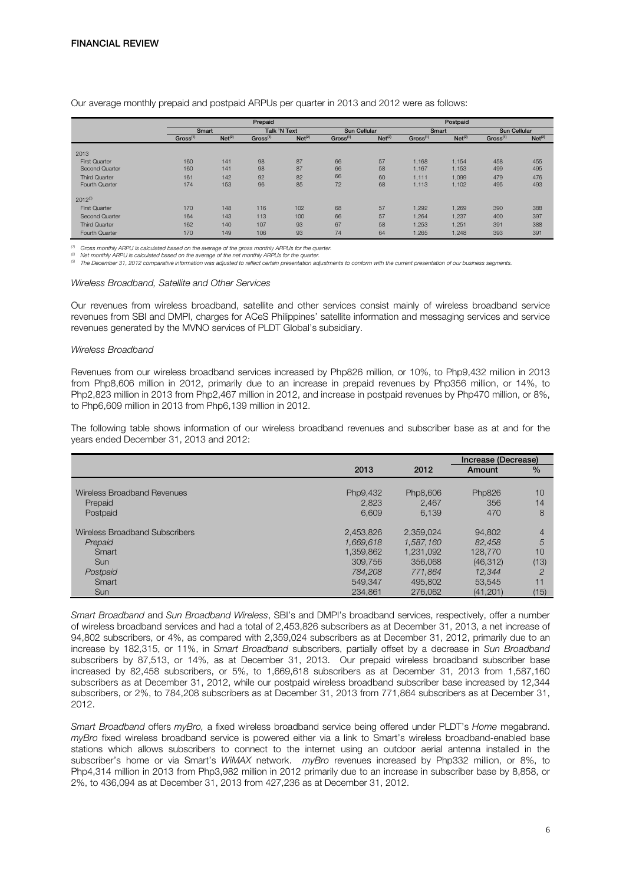## FINANCIAL REVIEW

Our average monthly prepaid and postpaid ARPUs per quarter in 2013 and 2012 were as follows:

| | Prepaid | | | | | | Postpaid | | | |
|---|---|---|---|---|---|---|---|---|---|---|
| | Smart | | Talk 'N Text | | Sun Cellular | | Smart | | Sun Cellular | |
| | Gross[1] | Net[2] | Gross[1] | Net[2] | Gross[1] | Net[2] | Gross[1] | Net[2] | Gross[1] | Net[2] |
| 2013 | | | | | | | | | | |
| First Quarter | 160 | 141 | 98 | 87 | 66 | 57 | 1,168 | 1,154 | 458 | 455 |
| Second Quarter | 160 | 141 | 98 | 87 | 66 | 58 | 1,167 | 1,153 | 499 | 495 |
| Third Quarter | 161 | 142 | 92 | 82 | 66 | 60 | 1,111 | 1,099 | 479 | 476 |
| Fourth Quarter | 174 | 153 | 96 | 85 | 72 | 68 | 1,113 | 1,102 | 495 | 493 |
| 2012[3] | | | | | | | | | | |
| First Quarter | 170 | 148 | 116 | 102 | 68 | 57 | 1,292 | 1,269 | 390 | 388 |
| Second Quarter | 164 | 143 | 113 | 100 | 66 | 57 | 1,264 | 1,237 | 400 | 397 |
| Third Quarter | 162 | 140 | 107 | 93 | 67 | 58 | 1,253 | 1,251 | 391 | 388 |
| Fourth Quarter | 170 | 149 | 106 | 93 | 74 | 64 | 1,265 | 1,248 | 393 | 391 |

*[1] Gross monthly ARPU is calculated based on the average of the gross monthly ARPUs for the quarter.*
*[2] Net monthly ARPU is calculated based on the average of the net monthly ARPUs for the quarter.*
*[3] The December 31, 2012 comparative information was adjusted to reflect certain presentation adjustments to conform with the current presentation of our business segments.*

*Wireless Broadband, Satellite and Other Services*

Our revenues from wireless broadband, satellite and other services consist mainly of wireless broadband service revenues from SBI and DMPI, charges for ACeS Philippines' satellite information and messaging services and service revenues generated by the MVNO services of PLDT Global's subsidiary.

*Wireless Broadband*

Revenues from our wireless broadband services increased by Php826 million, or 10%, to Php9,432 million in 2013 from Php8,606 million in 2012, primarily due to an increase in prepaid revenues by Php356 million, or 14%, to Php2,823 million in 2013 from Php2,467 million in 2012, and increase in postpaid revenues by Php470 million, or 8%, to Php6,609 million in 2013 from Php6,139 million in 2012.

The following table shows information of our wireless broadband revenues and subscriber base as at and for the years ended December 31, 2013 and 2012:

| | 2013 | 2012 | Increase (Decrease) Amount | % |
|---|---|---|---|---|
| Wireless Broadband Revenues | Php9,432 | Php8,606 | Php826 | 10 |
| Prepaid | 2,823 | 2,467 | 356 | 14 |
| Postpaid | 6,609 | 6,139 | 470 | 8 |
| Wireless Broadband Subscribers | 2,453,826 | 2,359,024 | 94,802 | 4 |
| *Prepaid* | *1,669,618* | *1,587,160* | *82,458* | *5* |
| Smart | 1,359,862 | 1,231,092 | 128,770 | 10 |
| Sun | 309,756 | 356,068 | (46,312) | (13) |
| *Postpaid* | *784,208* | *771,864* | *12,344* | *2* |
| Smart | 549,347 | 495,802 | 53,545 | 11 |
| Sun | 234,861 | 276,062 | (41,201) | (15) |

*Smart Broadband* and *Sun Broadband Wireless*, SBI's and DMPI's broadband services, respectively, offer a number of wireless broadband services and had a total of 2,453,826 subscribers as at December 31, 2013, a net increase of 94,802 subscribers, or 4%, as compared with 2,359,024 subscribers as at December 31, 2012, primarily due to an increase by 182,315, or 11%, in *Smart Broadband* subscribers, partially offset by a decrease in *Sun Broadband* subscribers by 87,513, or 14%, as at December 31, 2013. Our prepaid wireless broadband subscriber base increased by 82,458 subscribers, or 5%, to 1,669,618 subscribers as at December 31, 2013 from 1,587,160 subscribers as at December 31, 2012, while our postpaid wireless broadband subscriber base increased by 12,344 subscribers, or 2%, to 784,208 subscribers as at December 31, 2013 from 771,864 subscribers as at December 31, 2012.

*Smart Broadband* offers *myBro,* a fixed wireless broadband service being offered under PLDT's *Home* megabrand. *myBro* fixed wireless broadband service is powered either via a link to Smart's wireless broadband-enabled base stations which allows subscribers to connect to the internet using an outdoor aerial antenna installed in the subscriber's home or via Smart's *WiMAX* network. *myBro* revenues increased by Php332 million, or 8%, to Php4,314 million in 2013 from Php3,982 million in 2012 primarily due to an increase in subscriber base by 8,858, or 2%, to 436,094 as at December 31, 2013 from 427,236 as at December 31, 2012.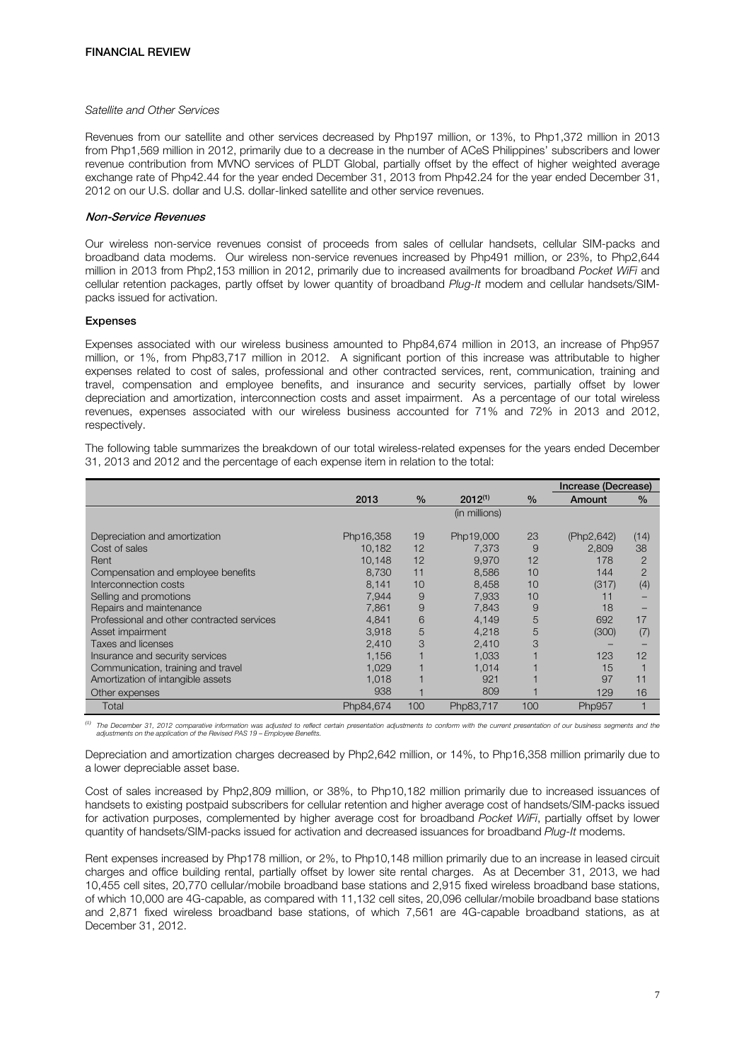*Satellite and Other Services*

Revenues from our satellite and other services decreased by Php197 million, or 13%, to Php1,372 million in 2013 from Php1,569 million in 2012, primarily due to a decrease in the number of ACeS Philippines' subscribers and lower revenue contribution from MVNO services of PLDT Global, partially offset by the effect of higher weighted average exchange rate of Php42.44 for the year ended December 31, 2013 from Php42.24 for the year ended December 31, 2012 on our U.S. dollar and U.S. dollar-linked satellite and other service revenues.

***Non-Service Revenues***

Our wireless non-service revenues consist of proceeds from sales of cellular handsets, cellular SIM-packs and broadband data modems. Our wireless non-service revenues increased by Php491 million, or 23%, to Php2,644 million in 2013 from Php2,153 million in 2012, primarily due to increased availments for broadband *Pocket WiFi* and cellular retention packages, partly offset by lower quantity of broadband *Plug-It* modem and cellular handsets/SIM-packs issued for activation.

**Expenses**

Expenses associated with our wireless business amounted to Php84,674 million in 2013, an increase of Php957 million, or 1%, from Php83,717 million in 2012. A significant portion of this increase was attributable to higher expenses related to cost of sales, professional and other contracted services, rent, communication, training and travel, compensation and employee benefits, and insurance and security services, partially offset by lower depreciation and amortization, interconnection costs and asset impairment. As a percentage of our total wireless revenues, expenses associated with our wireless business accounted for 71% and 72% in 2013 and 2012, respectively.

The following table summarizes the breakdown of our total wireless-related expenses for the years ended December 31, 2013 and 2012 and the percentage of each expense item in relation to the total:

| | | | | | Increase (Decrease) | |
|---|---|---|---|---|---|---|
| | 2013 | % | 2012[1] | % | Amount | % |
| | | | (in millions) | | | |
| Depreciation and amortization | Php16,358 | 19 | Php19,000 | 23 | (Php2,642) | (14) |
| Cost of sales | 10,182 | 12 | 7,373 | 9 | 2,809 | 38 |
| Rent | 10,148 | 12 | 9,970 | 12 | 178 | 2 |
| Compensation and employee benefits | 8,730 | 11 | 8,586 | 10 | 144 | 2 |
| Interconnection costs | 8,141 | 10 | 8,458 | 10 | (317) | (4) |
| Selling and promotions | 7,944 | 9 | 7,933 | 10 | 11 | – |
| Repairs and maintenance | 7,861 | 9 | 7,843 | 9 | 18 | – |
| Professional and other contracted services | 4,841 | 6 | 4,149 | 5 | 692 | 17 |
| Asset impairment | 3,918 | 5 | 4,218 | 5 | (300) | (7) |
| Taxes and licenses | 2,410 | 3 | 2,410 | 3 | – | – |
| Insurance and security services | 1,156 | 1 | 1,033 | 1 | 123 | 12 |
| Communication, training and travel | 1,029 | 1 | 1,014 | 1 | 15 | 1 |
| Amortization of intangible assets | 1,018 | 1 | 921 | 1 | 97 | 11 |
| Other expenses | 938 | 1 | 809 | 1 | 129 | 16 |
| Total | Php84,674 | 100 | Php83,717 | 100 | Php957 | 1 |

[1] *The December 31, 2012 comparative information was adjusted to reflect certain presentation adjustments to conform with the current presentation of our business segments and the adjustments on the application of the Revised PAS 19 – Employee Benefits.*

Depreciation and amortization charges decreased by Php2,642 million, or 14%, to Php16,358 million primarily due to a lower depreciable asset base.

Cost of sales increased by Php2,809 million, or 38%, to Php10,182 million primarily due to increased issuances of handsets to existing postpaid subscribers for cellular retention and higher average cost of handsets/SIM-packs issued for activation purposes, complemented by higher average cost for broadband *Pocket WiFi*, partially offset by lower quantity of handsets/SIM-packs issued for activation and decreased issuances for broadband *Plug-It* modems.

Rent expenses increased by Php178 million, or 2%, to Php10,148 million primarily due to an increase in leased circuit charges and office building rental, partially offset by lower site rental charges. As at December 31, 2013, we had 10,455 cell sites, 20,770 cellular/mobile broadband base stations and 2,915 fixed wireless broadband base stations, of which 10,000 are 4G-capable, as compared with 11,132 cell sites, 20,096 cellular/mobile broadband base stations and 2,871 fixed wireless broadband base stations, of which 7,561 are 4G-capable broadband stations, as at December 31, 2012.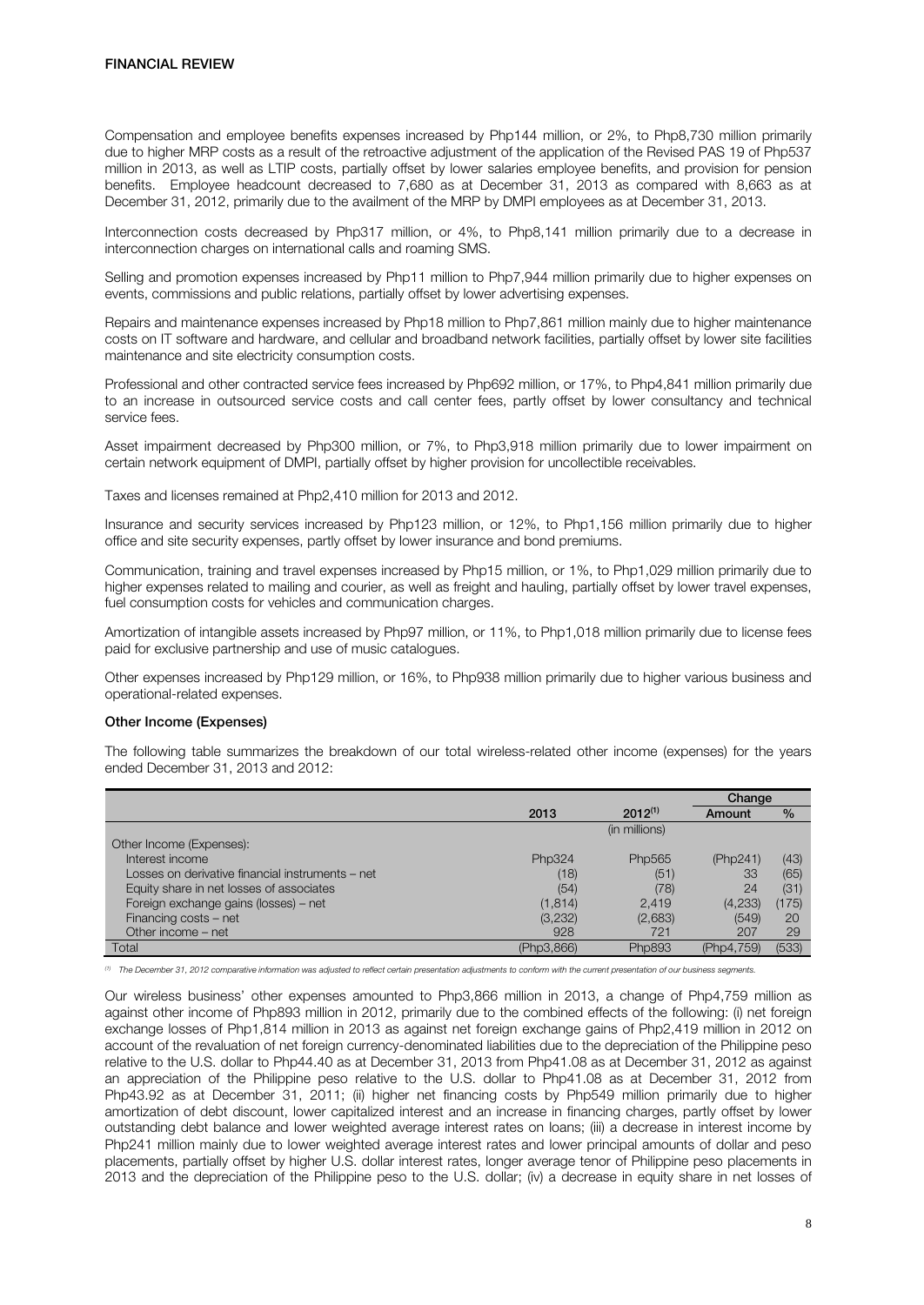Compensation and employee benefits expenses increased by Php144 million, or 2%, to Php8,730 million primarily due to higher MRP costs as a result of the retroactive adjustment of the application of the Revised PAS 19 of Php537 million in 2013, as well as LTIP costs, partially offset by lower salaries employee benefits, and provision for pension benefits. Employee headcount decreased to 7,680 as at December 31, 2013 as compared with 8,663 as at December 31, 2012, primarily due to the availment of the MRP by DMPI employees as at December 31, 2013.

Interconnection costs decreased by Php317 million, or 4%, to Php8,141 million primarily due to a decrease in interconnection charges on international calls and roaming SMS.

Selling and promotion expenses increased by Php11 million to Php7,944 million primarily due to higher expenses on events, commissions and public relations, partially offset by lower advertising expenses.

Repairs and maintenance expenses increased by Php18 million to Php7,861 million mainly due to higher maintenance costs on IT software and hardware, and cellular and broadband network facilities, partially offset by lower site facilities maintenance and site electricity consumption costs.

Professional and other contracted service fees increased by Php692 million, or 17%, to Php4,841 million primarily due to an increase in outsourced service costs and call center fees, partly offset by lower consultancy and technical service fees.

Asset impairment decreased by Php300 million, or 7%, to Php3,918 million primarily due to lower impairment on certain network equipment of DMPI, partially offset by higher provision for uncollectible receivables.

Taxes and licenses remained at Php2,410 million for 2013 and 2012.

Insurance and security services increased by Php123 million, or 12%, to Php1,156 million primarily due to higher office and site security expenses, partly offset by lower insurance and bond premiums.

Communication, training and travel expenses increased by Php15 million, or 1%, to Php1,029 million primarily due to higher expenses related to mailing and courier, as well as freight and hauling, partially offset by lower travel expenses, fuel consumption costs for vehicles and communication charges.

Amortization of intangible assets increased by Php97 million, or 11%, to Php1,018 million primarily due to license fees paid for exclusive partnership and use of music catalogues.

Other expenses increased by Php129 million, or 16%, to Php938 million primarily due to higher various business and operational-related expenses.

**Other Income (Expenses)**

The following table summarizes the breakdown of our total wireless-related other income (expenses) for the years ended December 31, 2013 and 2012:

| | | | Change | |
|---|---|---|---|---|
| | 2013 | 2012[1] | Amount | % |
| | | (in millions) | | |
| Other Income (Expenses): | | | | |
| Interest income | Php324 | Php565 | (Php241) | (43) |
| Losses on derivative financial instruments – net | (18) | (51) | 33 | (65) |
| Equity share in net losses of associates | (54) | (78) | 24 | (31) |
| Foreign exchange gains (losses) – net | (1,814) | 2,419 | (4,233) | (175) |
| Financing costs – net | (3,232) | (2,683) | (549) | 20 |
| Other income – net | 928 | 721 | 207 | 29 |
| Total | (Php3,866) | Php893 | (Php4,759) | (533) |

[1] *The December 31, 2012 comparative information was adjusted to reflect certain presentation adjustments to conform with the current presentation of our business segments.*

Our wireless business' other expenses amounted to Php3,866 million in 2013, a change of Php4,759 million as against other income of Php893 million in 2012, primarily due to the combined effects of the following: (i) net foreign exchange losses of Php1,814 million in 2013 as against net foreign exchange gains of Php2,419 million in 2012 on account of the revaluation of net foreign currency-denominated liabilities due to the depreciation of the Philippine peso relative to the U.S. dollar to Php44.40 as at December 31, 2013 from Php41.08 as at December 31, 2012 as against an appreciation of the Philippine peso relative to the U.S. dollar to Php41.08 as at December 31, 2012 from Php43.92 as at December 31, 2011; (ii) higher net financing costs by Php549 million primarily due to higher amortization of debt discount, lower capitalized interest and an increase in financing charges, partly offset by lower outstanding debt balance and lower weighted average interest rates on loans; (iii) a decrease in interest income by Php241 million mainly due to lower weighted average interest rates and lower principal amounts of dollar and peso placements, partially offset by higher U.S. dollar interest rates, longer average tenor of Philippine peso placements in 2013 and the depreciation of the Philippine peso to the U.S. dollar; (iv) a decrease in equity share in net losses of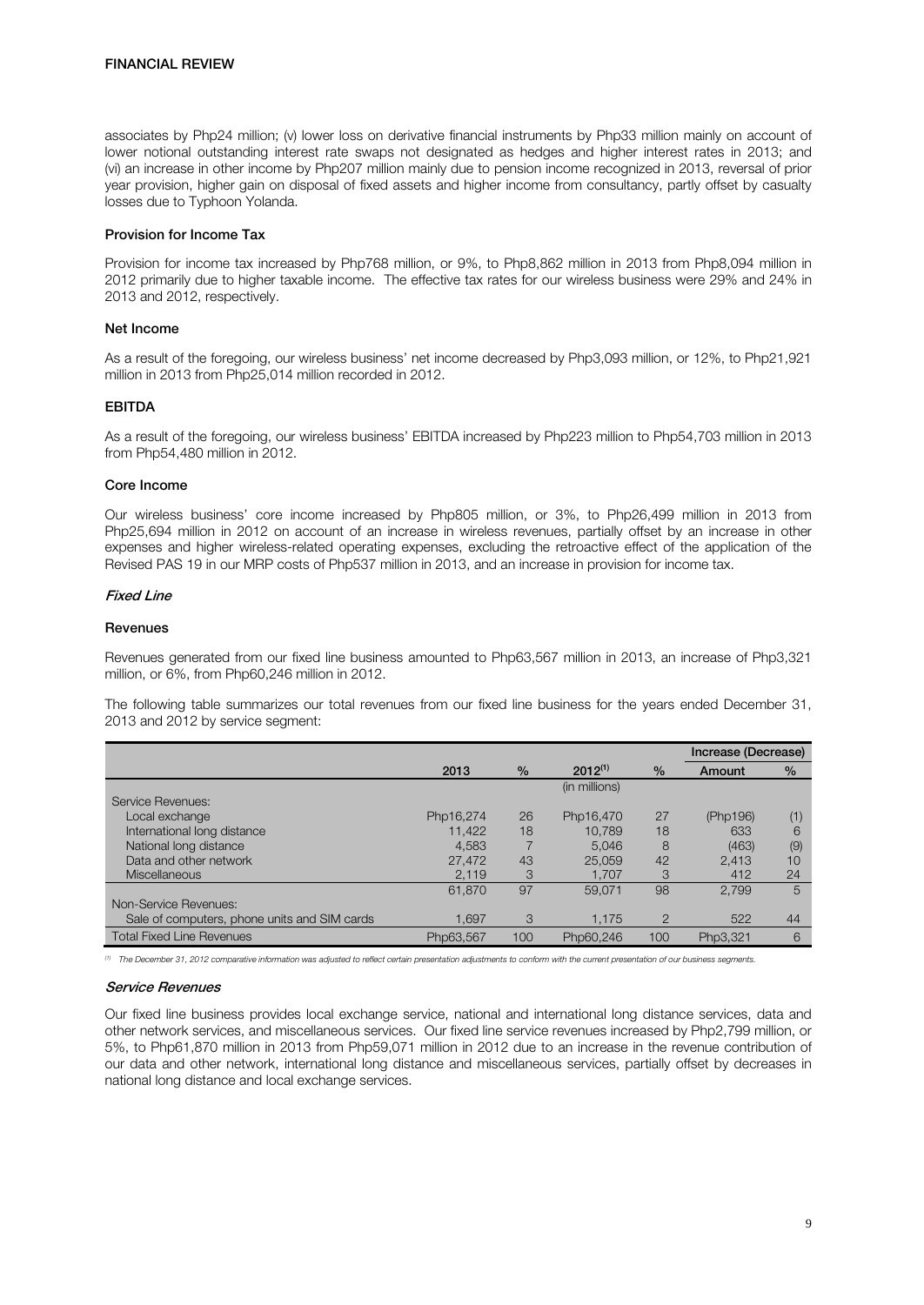associates by Php24 million; (v) lower loss on derivative financial instruments by Php33 million mainly on account of lower notional outstanding interest rate swaps not designated as hedges and higher interest rates in 2013; and (vi) an increase in other income by Php207 million mainly due to pension income recognized in 2013, reversal of prior year provision, higher gain on disposal of fixed assets and higher income from consultancy, partly offset by casualty losses due to Typhoon Yolanda.

#### Provision for Income Tax

Provision for income tax increased by Php768 million, or 9%, to Php8,862 million in 2013 from Php8,094 million in 2012 primarily due to higher taxable income. The effective tax rates for our wireless business were 29% and 24% in 2013 and 2012, respectively.

#### Net Income

As a result of the foregoing, our wireless business' net income decreased by Php3,093 million, or 12%, to Php21,921 million in 2013 from Php25,014 million recorded in 2012.

#### EBITDA

As a result of the foregoing, our wireless business' EBITDA increased by Php223 million to Php54,703 million in 2013 from Php54,480 million in 2012.

#### Core Income

Our wireless business' core income increased by Php805 million, or 3%, to Php26,499 million in 2013 from Php25,694 million in 2012 on account of an increase in wireless revenues, partially offset by an increase in other expenses and higher wireless-related operating expenses, excluding the retroactive effect of the application of the Revised PAS 19 in our MRP costs of Php537 million in 2013, and an increase in provision for income tax.

### *Fixed Line*

#### Revenues

Revenues generated from our fixed line business amounted to Php63,567 million in 2013, an increase of Php3,321 million, or 6%, from Php60,246 million in 2012.

The following table summarizes our total revenues from our fixed line business for the years ended December 31, 2013 and 2012 by service segment:

| | | | | | Increase (Decrease) | |
|---|---|---|---|---|---|---|
| | 2013 | % | 2012[1] | % | Amount | % |
| | | | (in millions) | | | |
| Service Revenues: | | | | | | |
| Local exchange | Php16,274 | 26 | Php16,470 | 27 | (Php196) | (1) |
| International long distance | 11,422 | 18 | 10,789 | 18 | 633 | 6 |
| National long distance | 4,583 | 7 | 5,046 | 8 | (463) | (9) |
| Data and other network | 27,472 | 43 | 25,059 | 42 | 2,413 | 10 |
| Miscellaneous | 2,119 | 3 | 1,707 | 3 | 412 | 24 |
| | 61,870 | 97 | 59,071 | 98 | 2,799 | 5 |
| Non-Service Revenues: | | | | | | |
| Sale of computers, phone units and SIM cards | 1,697 | 3 | 1,175 | 2 | 522 | 44 |
| Total Fixed Line Revenues | Php63,567 | 100 | Php60,246 | 100 | Php3,321 | 6 |

[1] The December 31, 2012 comparative information was adjusted to reflect certain presentation adjustments to conform with the current presentation of our business segments.

#### *Service Revenues*

Our fixed line business provides local exchange service, national and international long distance services, data and other network services, and miscellaneous services. Our fixed line service revenues increased by Php2,799 million, or 5%, to Php61,870 million in 2013 from Php59,071 million in 2012 due to an increase in the revenue contribution of our data and other network, international long distance and miscellaneous services, partially offset by decreases in national long distance and local exchange services.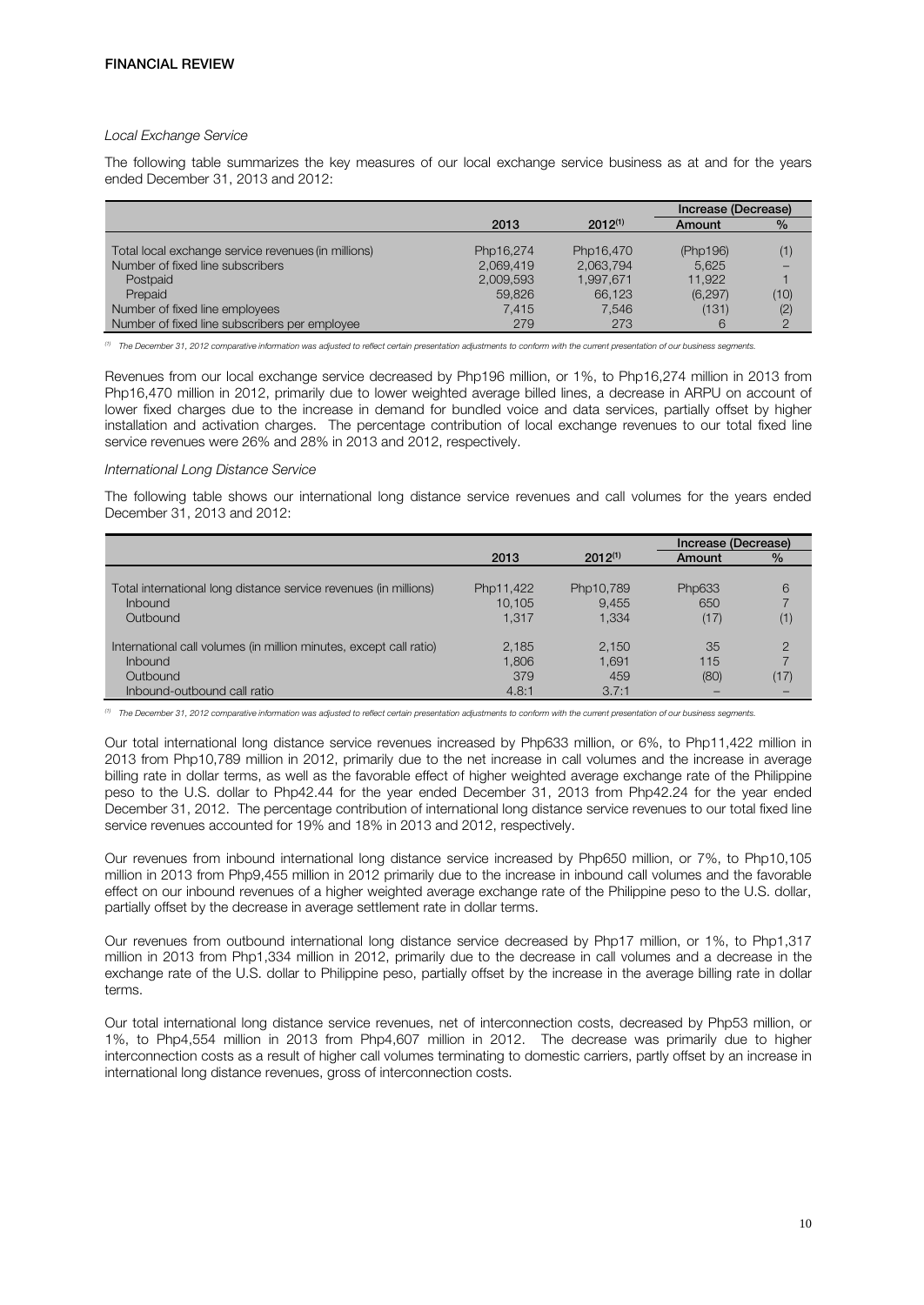*Local Exchange Service*

The following table summarizes the key measures of our local exchange service business as at and for the years ended December 31, 2013 and 2012:

| | 2013 | 2012[(1)] | Increase (Decrease) | |
|---|---|---|---|---|
| | | | Amount | % |
| Total local exchange service revenues (in millions) | Php16,274 | Php16,470 | (Php196) | (1) |
| Number of fixed line subscribers | 2,069,419 | 2,063,794 | 5,625 | – |
| Postpaid | 2,009,593 | 1,997,671 | 11,922 | 1 |
| Prepaid | 59,826 | 66,123 | (6,297) | (10) |
| Number of fixed line employees | 7,415 | 7,546 | (131) | (2) |
| Number of fixed line subscribers per employee | 279 | 273 | 6 | 2 |

[(1)] The December 31, 2012 comparative information was adjusted to reflect certain presentation adjustments to conform with the current presentation of our business segments.

Revenues from our local exchange service decreased by Php196 million, or 1%, to Php16,274 million in 2013 from Php16,470 million in 2012, primarily due to lower weighted average billed lines, a decrease in ARPU on account of lower fixed charges due to the increase in demand for bundled voice and data services, partially offset by higher installation and activation charges. The percentage contribution of local exchange revenues to our total fixed line service revenues were 26% and 28% in 2013 and 2012, respectively.

*International Long Distance Service*

The following table shows our international long distance service revenues and call volumes for the years ended December 31, 2013 and 2012:

| | 2013 | 2012[(1)] | Increase (Decrease) | |
|---|---|---|---|---|
| | | | Amount | % |
| Total international long distance service revenues (in millions) | Php11,422 | Php10,789 | Php633 | 6 |
| Inbound | 10,105 | 9,455 | 650 | 7 |
| Outbound | 1,317 | 1,334 | (17) | (1) |
| International call volumes (in million minutes, except call ratio) | 2,185 | 2,150 | 35 | 2 |
| Inbound | 1,806 | 1,691 | 115 | 7 |
| Outbound | 379 | 459 | (80) | (17) |
| Inbound-outbound call ratio | 4.8:1 | 3.7:1 | – | – |

[(1)] The December 31, 2012 comparative information was adjusted to reflect certain presentation adjustments to conform with the current presentation of our business segments.

Our total international long distance service revenues increased by Php633 million, or 6%, to Php11,422 million in 2013 from Php10,789 million in 2012, primarily due to the net increase in call volumes and the increase in average billing rate in dollar terms, as well as the favorable effect of higher weighted average exchange rate of the Philippine peso to the U.S. dollar to Php42.44 for the year ended December 31, 2013 from Php42.24 for the year ended December 31, 2012. The percentage contribution of international long distance service revenues to our total fixed line service revenues accounted for 19% and 18% in 2013 and 2012, respectively.

Our revenues from inbound international long distance service increased by Php650 million, or 7%, to Php10,105 million in 2013 from Php9,455 million in 2012 primarily due to the increase in inbound call volumes and the favorable effect on our inbound revenues of a higher weighted average exchange rate of the Philippine peso to the U.S. dollar, partially offset by the decrease in average settlement rate in dollar terms.

Our revenues from outbound international long distance service decreased by Php17 million, or 1%, to Php1,317 million in 2013 from Php1,334 million in 2012, primarily due to the decrease in call volumes and a decrease in the exchange rate of the U.S. dollar to Philippine peso, partially offset by the increase in the average billing rate in dollar terms.

Our total international long distance service revenues, net of interconnection costs, decreased by Php53 million, or 1%, to Php4,554 million in 2013 from Php4,607 million in 2012. The decrease was primarily due to higher interconnection costs as a result of higher call volumes terminating to domestic carriers, partly offset by an increase in international long distance revenues, gross of interconnection costs.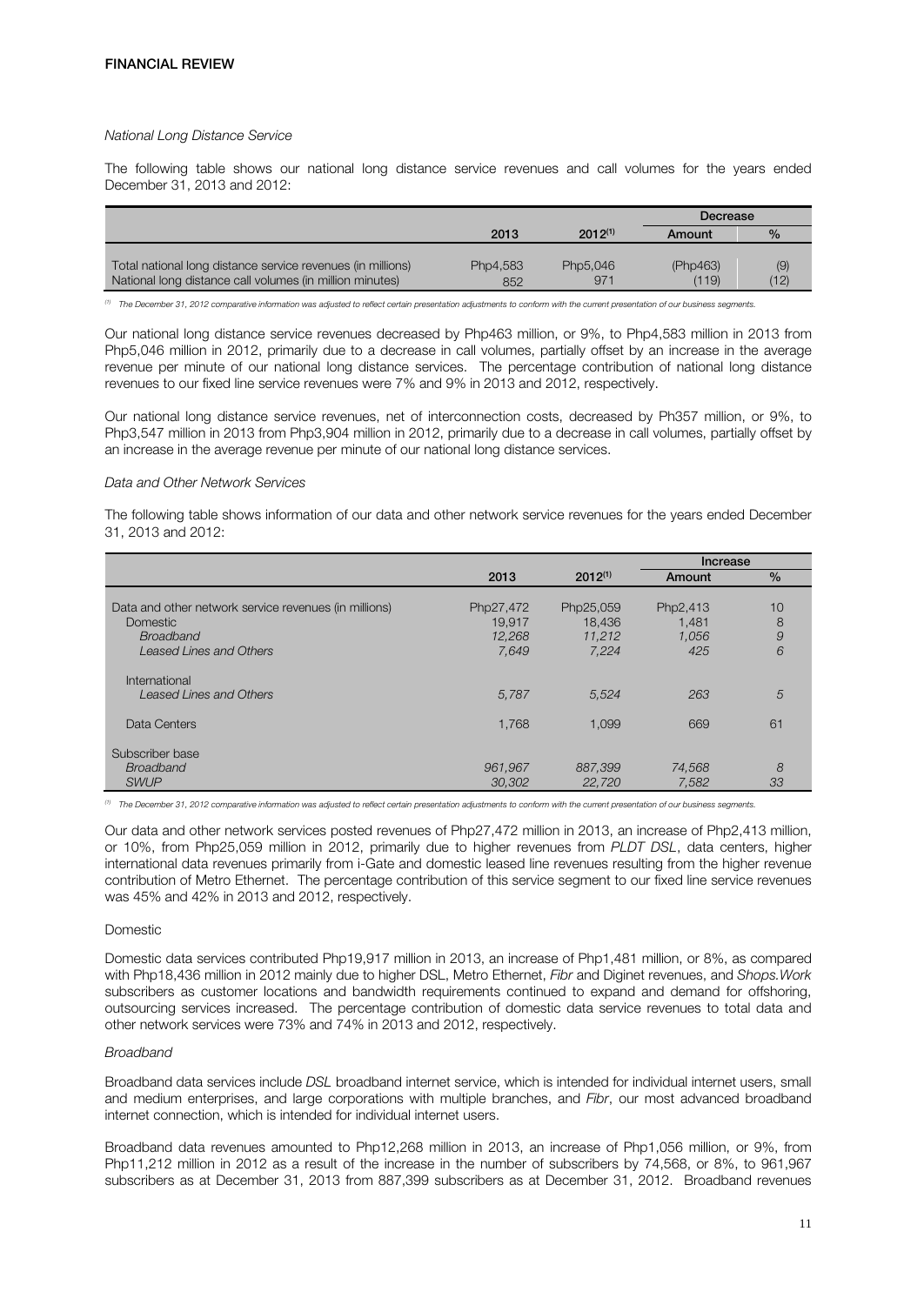## FINANCIAL REVIEW

*National Long Distance Service*

The following table shows our national long distance service revenues and call volumes for the years ended December 31, 2013 and 2012:

| | 2013 | 2012[(1)] | Decrease Amount | % |
|---|---|---|---|---|
| Total national long distance service revenues (in millions) | Php4,583 | Php5,046 | (Php463) | (9) |
| National long distance call volumes (in million minutes) | 852 | 971 | (119) | (12) |

(1) *The December 31, 2012 comparative information was adjusted to reflect certain presentation adjustments to conform with the current presentation of our business segments.*

Our national long distance service revenues decreased by Php463 million, or 9%, to Php4,583 million in 2013 from Php5,046 million in 2012, primarily due to a decrease in call volumes, partially offset by an increase in the average revenue per minute of our national long distance services. The percentage contribution of national long distance revenues to our fixed line service revenues were 7% and 9% in 2013 and 2012, respectively.

Our national long distance service revenues, net of interconnection costs, decreased by Ph357 million, or 9%, to Php3,547 million in 2013 from Php3,904 million in 2012, primarily due to a decrease in call volumes, partially offset by an increase in the average revenue per minute of our national long distance services.

*Data and Other Network Services*

The following table shows information of our data and other network service revenues for the years ended December 31, 2013 and 2012:

| | 2013 | 2012[(1)] | Increase Amount | % |
|---|---|---|---|---|
| Data and other network service revenues (in millions) | Php27,472 | Php25,059 | Php2,413 | 10 |
| Domestic | 19,917 | 18,436 | 1,481 | 8 |
| *Broadband* | *12,268* | *11,212* | *1,056* | *9* |
| *Leased Lines and Others* | *7,649* | *7,224* | *425* | *6* |
| International | | | | |
| *Leased Lines and Others* | *5,787* | *5,524* | *263* | *5* |
| Data Centers | 1,768 | 1,099 | 669 | 61 |
| Subscriber base | | | | |
| *Broadband* | *961,967* | *887,399* | *74,568* | *8* |
| *SWUP* | *30,302* | *22,720* | *7,582* | *33* |

(1) *The December 31, 2012 comparative information was adjusted to reflect certain presentation adjustments to conform with the current presentation of our business segments.*

Our data and other network services posted revenues of Php27,472 million in 2013, an increase of Php2,413 million, or 10%, from Php25,059 million in 2012, primarily due to higher revenues from *PLDT DSL*, data centers, higher international data revenues primarily from i-Gate and domestic leased line revenues resulting from the higher revenue contribution of Metro Ethernet. The percentage contribution of this service segment to our fixed line service revenues was 45% and 42% in 2013 and 2012, respectively.

Domestic

Domestic data services contributed Php19,917 million in 2013, an increase of Php1,481 million, or 8%, as compared with Php18,436 million in 2012 mainly due to higher DSL, Metro Ethernet, *Fibr* and Diginet revenues, and *Shops.Work* subscribers as customer locations and bandwidth requirements continued to expand and demand for offshoring, outsourcing services increased. The percentage contribution of domestic data service revenues to total data and other network services were 73% and 74% in 2013 and 2012, respectively.

*Broadband*

Broadband data services include *DSL* broadband internet service, which is intended for individual internet users, small and medium enterprises, and large corporations with multiple branches, and *Fibr*, our most advanced broadband internet connection, which is intended for individual internet users.

Broadband data revenues amounted to Php12,268 million in 2013, an increase of Php1,056 million, or 9%, from Php11,212 million in 2012 as a result of the increase in the number of subscribers by 74,568, or 8%, to 961,967 subscribers as at December 31, 2013 from 887,399 subscribers as at December 31, 2012. Broadband revenues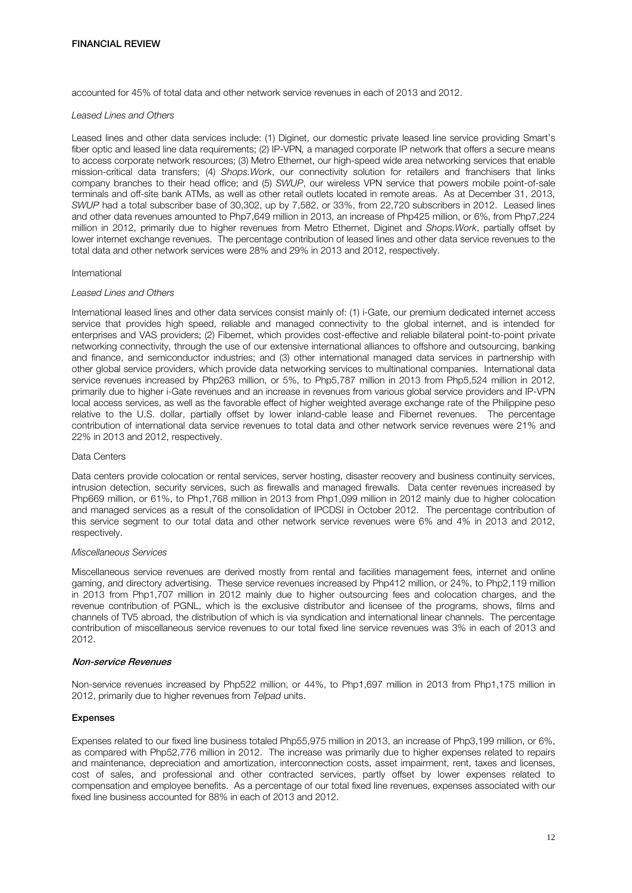accounted for 45% of total data and other network service revenues in each of 2013 and 2012.

*Leased Lines and Others*

Leased lines and other data services include: (1) Diginet, our domestic private leased line service providing Smart's fiber optic and leased line data requirements; (2) IP-VPN, a managed corporate IP network that offers a secure means to access corporate network resources; (3) Metro Ethernet, our high-speed wide area networking services that enable mission-critical data transfers; (4) *Shops.Work*, our connectivity solution for retailers and franchisers that links company branches to their head office; and (5) *SWUP*, our wireless VPN service that powers mobile point-of-sale terminals and off-site bank ATMs, as well as other retail outlets located in remote areas. As at December 31, 2013, *SWUP* had a total subscriber base of 30,302, up by 7,582, or 33%, from 22,720 subscribers in 2012. Leased lines and other data revenues amounted to Php7,649 million in 2013, an increase of Php425 million, or 6%, from Php7,224 million in 2012, primarily due to higher revenues from Metro Ethernet, Diginet and *Shops.Work*, partially offset by lower internet exchange revenues. The percentage contribution of leased lines and other data service revenues to the total data and other network services were 28% and 29% in 2013 and 2012, respectively.

International

*Leased Lines and Others*

International leased lines and other data services consist mainly of: (1) i-Gate, our premium dedicated internet access service that provides high speed, reliable and managed connectivity to the global internet, and is intended for enterprises and VAS providers; (2) Fibernet, which provides cost-effective and reliable bilateral point-to-point private networking connectivity, through the use of our extensive international alliances to offshore and outsourcing, banking and finance, and semiconductor industries; and (3) other international managed data services in partnership with other global service providers, which provide data networking services to multinational companies. International data service revenues increased by Php263 million, or 5%, to Php5,787 million in 2013 from Php5,524 million in 2012, primarily due to higher i-Gate revenues and an increase in revenues from various global service providers and IP-VPN local access services, as well as the favorable effect of higher weighted average exchange rate of the Philippine peso relative to the U.S. dollar, partially offset by lower inland-cable lease and Fibernet revenues. The percentage contribution of international data service revenues to total data and other network service revenues were 21% and 22% in 2013 and 2012, respectively.

Data Centers

Data centers provide colocation or rental services, server hosting, disaster recovery and business continuity services, intrusion detection, security services, such as firewalls and managed firewalls. Data center revenues increased by Php669 million, or 61%, to Php1,768 million in 2013 from Php1,099 million in 2012 mainly due to higher colocation and managed services as a result of the consolidation of IPCDSI in October 2012. The percentage contribution of this service segment to our total data and other network service revenues were 6% and 4% in 2013 and 2012, respectively.

*Miscellaneous Services*

Miscellaneous service revenues are derived mostly from rental and facilities management fees, internet and online gaming, and directory advertising. These service revenues increased by Php412 million, or 24%, to Php2,119 million in 2013 from Php1,707 million in 2012 mainly due to higher outsourcing fees and colocation charges, and the revenue contribution of PGNL, which is the exclusive distributor and licensee of the programs, shows, films and channels of TV5 abroad, the distribution of which is via syndication and international linear channels. The percentage contribution of miscellaneous service revenues to our total fixed line service revenues was 3% in each of 2013 and 2012.

***Non-service Revenues***

Non-service revenues increased by Php522 million, or 44%, to Php1,697 million in 2013 from Php1,175 million in 2012, primarily due to higher revenues from *Telpad* units.

**Expenses**

Expenses related to our fixed line business totaled Php55,975 million in 2013, an increase of Php3,199 million, or 6%, as compared with Php52,776 million in 2012. The increase was primarily due to higher expenses related to repairs and maintenance, depreciation and amortization, interconnection costs, asset impairment, rent, taxes and licenses, cost of sales, and professional and other contracted services, partly offset by lower expenses related to compensation and employee benefits. As a percentage of our total fixed line revenues, expenses associated with our fixed line business accounted for 88% in each of 2013 and 2012.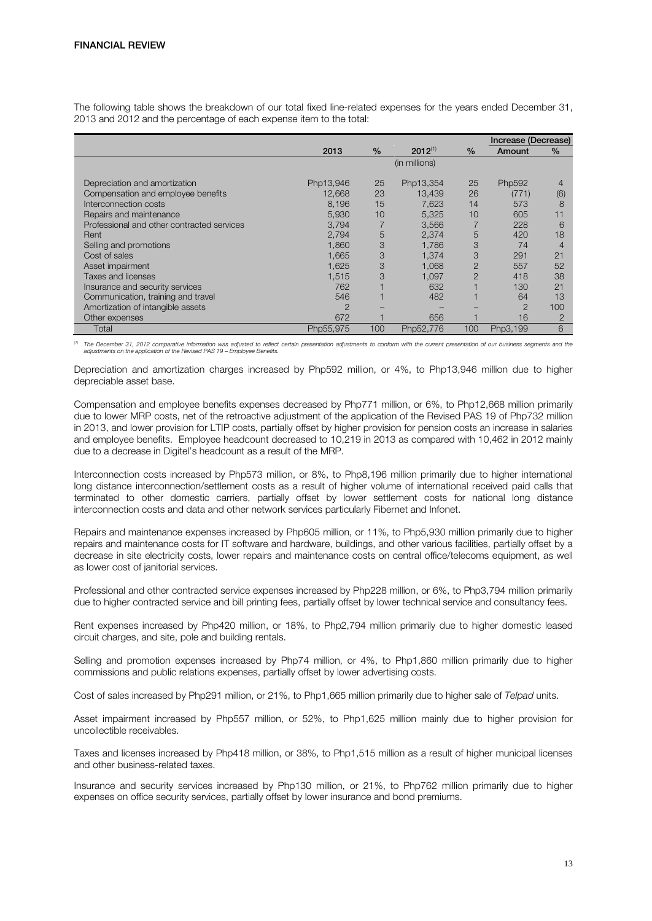## FINANCIAL REVIEW

The following table shows the breakdown of our total fixed line-related expenses for the years ended December 31, 2013 and 2012 and the percentage of each expense item to the total:

| | 2013 | % | 2012[(1)] | % | Increase (Decrease) Amount | % |
|---|---|---|---|---|---|---|
| | | | (in millions) | | | |
| Depreciation and amortization | Php13,946 | 25 | Php13,354 | 25 | Php592 | 4 |
| Compensation and employee benefits | 12,668 | 23 | 13,439 | 26 | (771) | (6) |
| Interconnection costs | 8,196 | 15 | 7,623 | 14 | 573 | 8 |
| Repairs and maintenance | 5,930 | 10 | 5,325 | 10 | 605 | 11 |
| Professional and other contracted services | 3,794 | 7 | 3,566 | 7 | 228 | 6 |
| Rent | 2,794 | 5 | 2,374 | 5 | 420 | 18 |
| Selling and promotions | 1,860 | 3 | 1,786 | 3 | 74 | 4 |
| Cost of sales | 1,665 | 3 | 1,374 | 3 | 291 | 21 |
| Asset impairment | 1,625 | 3 | 1,068 | 2 | 557 | 52 |
| Taxes and licenses | 1,515 | 3 | 1,097 | 2 | 418 | 38 |
| Insurance and security services | 762 | 1 | 632 | 1 | 130 | 21 |
| Communication, training and travel | 546 | 1 | 482 | 1 | 64 | 13 |
| Amortization of intangible assets | 2 | – | – | – | 2 | 100 |
| Other expenses | 672 | 1 | 656 | 1 | 16 | 2 |
| Total | Php55,975 | 100 | Php52,776 | 100 | Php3,199 | 6 |

*(1) The December 31, 2012 comparative information was adjusted to reflect certain presentation adjustments to conform with the current presentation of our business segments and the adjustments on the application of the Revised PAS 19 – Employee Benefits.*

Depreciation and amortization charges increased by Php592 million, or 4%, to Php13,946 million due to higher depreciable asset base.

Compensation and employee benefits expenses decreased by Php771 million, or 6%, to Php12,668 million primarily due to lower MRP costs, net of the retroactive adjustment of the application of the Revised PAS 19 of Php732 million in 2013, and lower provision for LTIP costs, partially offset by higher provision for pension costs an increase in salaries and employee benefits. Employee headcount decreased to 10,219 in 2013 as compared with 10,462 in 2012 mainly due to a decrease in Digitel's headcount as a result of the MRP.

Interconnection costs increased by Php573 million, or 8%, to Php8,196 million primarily due to higher international long distance interconnection/settlement costs as a result of higher volume of international received paid calls that terminated to other domestic carriers, partially offset by lower settlement costs for national long distance interconnection costs and data and other network services particularly Fibernet and Infonet.

Repairs and maintenance expenses increased by Php605 million, or 11%, to Php5,930 million primarily due to higher repairs and maintenance costs for IT software and hardware, buildings, and other various facilities, partially offset by a decrease in site electricity costs, lower repairs and maintenance costs on central office/telecoms equipment, as well as lower cost of janitorial services.

Professional and other contracted service expenses increased by Php228 million, or 6%, to Php3,794 million primarily due to higher contracted service and bill printing fees, partially offset by lower technical service and consultancy fees.

Rent expenses increased by Php420 million, or 18%, to Php2,794 million primarily due to higher domestic leased circuit charges, and site, pole and building rentals.

Selling and promotion expenses increased by Php74 million, or 4%, to Php1,860 million primarily due to higher commissions and public relations expenses, partially offset by lower advertising costs.

Cost of sales increased by Php291 million, or 21%, to Php1,665 million primarily due to higher sale of *Telpad* units.

Asset impairment increased by Php557 million, or 52%, to Php1,625 million mainly due to higher provision for uncollectible receivables.

Taxes and licenses increased by Php418 million, or 38%, to Php1,515 million as a result of higher municipal licenses and other business-related taxes.

Insurance and security services increased by Php130 million, or 21%, to Php762 million primarily due to higher expenses on office security services, partially offset by lower insurance and bond premiums.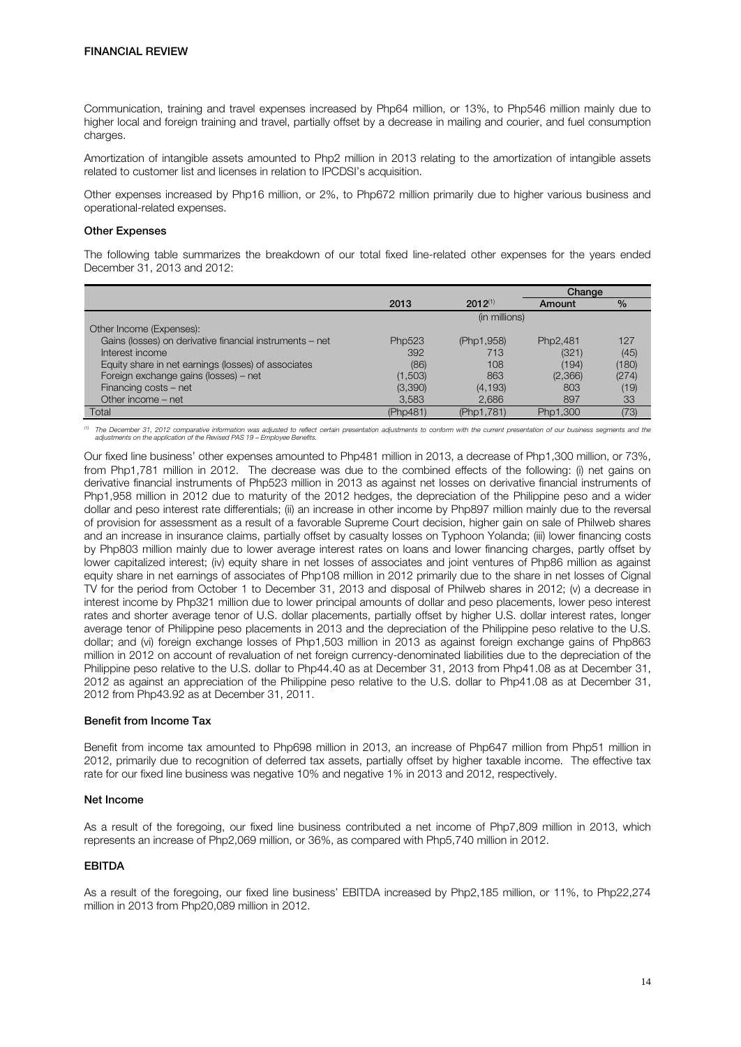## FINANCIAL REVIEW

Communication, training and travel expenses increased by Php64 million, or 13%, to Php546 million mainly due to higher local and foreign training and travel, partially offset by a decrease in mailing and courier, and fuel consumption charges.

Amortization of intangible assets amounted to Php2 million in 2013 relating to the amortization of intangible assets related to customer list and licenses in relation to IPCDSI's acquisition.

Other expenses increased by Php16 million, or 2%, to Php672 million primarily due to higher various business and operational-related expenses.

### Other Expenses

The following table summarizes the breakdown of our total fixed line-related other expenses for the years ended December 31, 2013 and 2012:

| | 2013 | 2012[(1)] | Change Amount | Change % |
|---|---|---|---|---|
| | | (in millions) | | |
| Other Income (Expenses): | | | | |
| Gains (losses) on derivative financial instruments – net | Php523 | (Php1,958) | Php2,481 | 127 |
| Interest income | 392 | 713 | (321) | (45) |
| Equity share in net earnings (losses) of associates | (86) | 108 | (194) | (180) |
| Foreign exchange gains (losses) – net | (1,503) | 863 | (2,366) | (274) |
| Financing costs – net | (3,390) | (4,193) | 803 | (19) |
| Other income – net | 3,583 | 2,686 | 897 | 33 |
| Total | (Php481) | (Php1,781) | Php1,300 | (73) |

*(1) The December 31, 2012 comparative information was adjusted to reflect certain presentation adjustments to conform with the current presentation of our business segments and the adjustments on the application of the Revised PAS 19 – Employee Benefits.*

Our fixed line business' other expenses amounted to Php481 million in 2013, a decrease of Php1,300 million, or 73%, from Php1,781 million in 2012. The decrease was due to the combined effects of the following: (i) net gains on derivative financial instruments of Php523 million in 2013 as against net losses on derivative financial instruments of Php1,958 million in 2012 due to maturity of the 2012 hedges, the depreciation of the Philippine peso and a wider dollar and peso interest rate differentials; (ii) an increase in other income by Php897 million mainly due to the reversal of provision for assessment as a result of a favorable Supreme Court decision, higher gain on sale of Philweb shares and an increase in insurance claims, partially offset by casualty losses on Typhoon Yolanda; (iii) lower financing costs by Php803 million mainly due to lower average interest rates on loans and lower financing charges, partly offset by lower capitalized interest; (iv) equity share in net losses of associates and joint ventures of Php86 million as against equity share in net earnings of associates of Php108 million in 2012 primarily due to the share in net losses of Cignal TV for the period from October 1 to December 31, 2013 and disposal of Philweb shares in 2012; (v) a decrease in interest income by Php321 million due to lower principal amounts of dollar and peso placements, lower peso interest rates and shorter average tenor of U.S. dollar placements, partially offset by higher U.S. dollar interest rates, longer average tenor of Philippine peso placements in 2013 and the depreciation of the Philippine peso relative to the U.S. dollar; and (vi) foreign exchange losses of Php1,503 million in 2013 as against foreign exchange gains of Php863 million in 2012 on account of revaluation of net foreign currency-denominated liabilities due to the depreciation of the Philippine peso relative to the U.S. dollar to Php44.40 as at December 31, 2013 from Php41.08 as at December 31, 2012 as against an appreciation of the Philippine peso relative to the U.S. dollar to Php41.08 as at December 31, 2012 from Php43.92 as at December 31, 2011.

### Benefit from Income Tax

Benefit from income tax amounted to Php698 million in 2013, an increase of Php647 million from Php51 million in 2012, primarily due to recognition of deferred tax assets, partially offset by higher taxable income. The effective tax rate for our fixed line business was negative 10% and negative 1% in 2013 and 2012, respectively.

### Net Income

As a result of the foregoing, our fixed line business contributed a net income of Php7,809 million in 2013, which represents an increase of Php2,069 million, or 36%, as compared with Php5,740 million in 2012.

### EBITDA

As a result of the foregoing, our fixed line business' EBITDA increased by Php2,185 million, or 11%, to Php22,274 million in 2013 from Php20,089 million in 2012.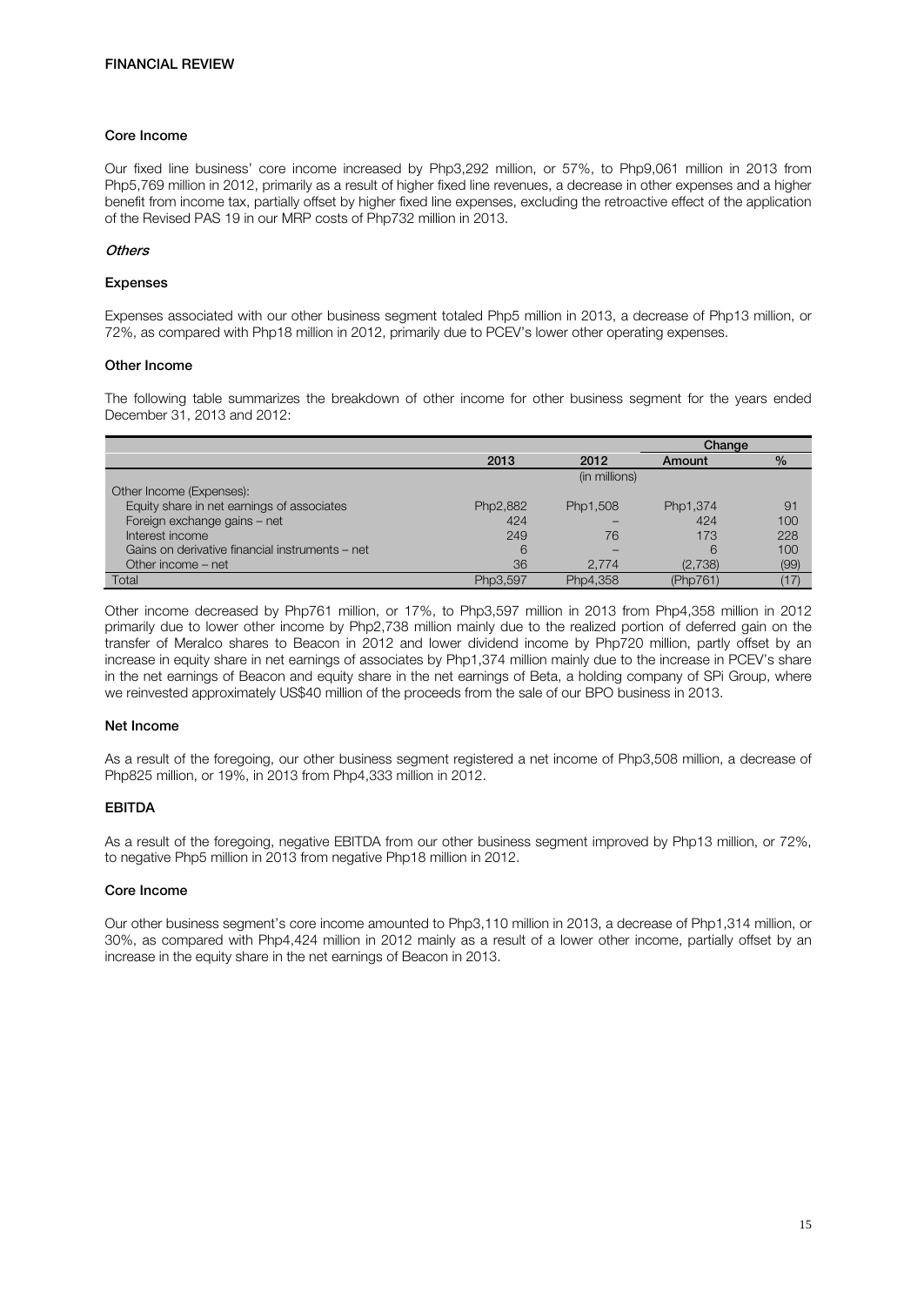## FINANCIAL REVIEW

### Core Income

Our fixed line business' core income increased by Php3,292 million, or 57%, to Php9,061 million in 2013 from Php5,769 million in 2012, primarily as a result of higher fixed line revenues, a decrease in other expenses and a higher benefit from income tax, partially offset by higher fixed line expenses, excluding the retroactive effect of the application of the Revised PAS 19 in our MRP costs of Php732 million in 2013.

### *Others*

### Expenses

Expenses associated with our other business segment totaled Php5 million in 2013, a decrease of Php13 million, or 72%, as compared with Php18 million in 2012, primarily due to PCEV's lower other operating expenses.

### Other Income

The following table summarizes the breakdown of other income for other business segment for the years ended December 31, 2013 and 2012:

| | | | Change | |
|---|---|---|---|---|
| | 2013 | 2012 | Amount | % |
| | | (in millions) | | |
| Other Income (Expenses): | | | | |
| Equity share in net earnings of associates | Php2,882 | Php1,508 | Php1,374 | 91 |
| Foreign exchange gains – net | 424 | – | 424 | 100 |
| Interest income | 249 | 76 | 173 | 228 |
| Gains on derivative financial instruments – net | 6 | – | 6 | 100 |
| Other income – net | 36 | 2,774 | (2,738) | (99) |
| Total | Php3,597 | Php4,358 | (Php761) | (17) |

Other income decreased by Php761 million, or 17%, to Php3,597 million in 2013 from Php4,358 million in 2012 primarily due to lower other income by Php2,738 million mainly due to the realized portion of deferred gain on the transfer of Meralco shares to Beacon in 2012 and lower dividend income by Php720 million, partly offset by an increase in equity share in net earnings of associates by Php1,374 million mainly due to the increase in PCEV's share in the net earnings of Beacon and equity share in the net earnings of Beta, a holding company of SPi Group, where we reinvested approximately US$40 million of the proceeds from the sale of our BPO business in 2013.

### Net Income

As a result of the foregoing, our other business segment registered a net income of Php3,508 million, a decrease of Php825 million, or 19%, in 2013 from Php4,333 million in 2012.

### EBITDA

As a result of the foregoing, negative EBITDA from our other business segment improved by Php13 million, or 72%, to negative Php5 million in 2013 from negative Php18 million in 2012.

### Core Income

Our other business segment's core income amounted to Php3,110 million in 2013, a decrease of Php1,314 million, or 30%, as compared with Php4,424 million in 2012 mainly as a result of a lower other income, partially offset by an increase in the equity share in the net earnings of Beacon in 2013.